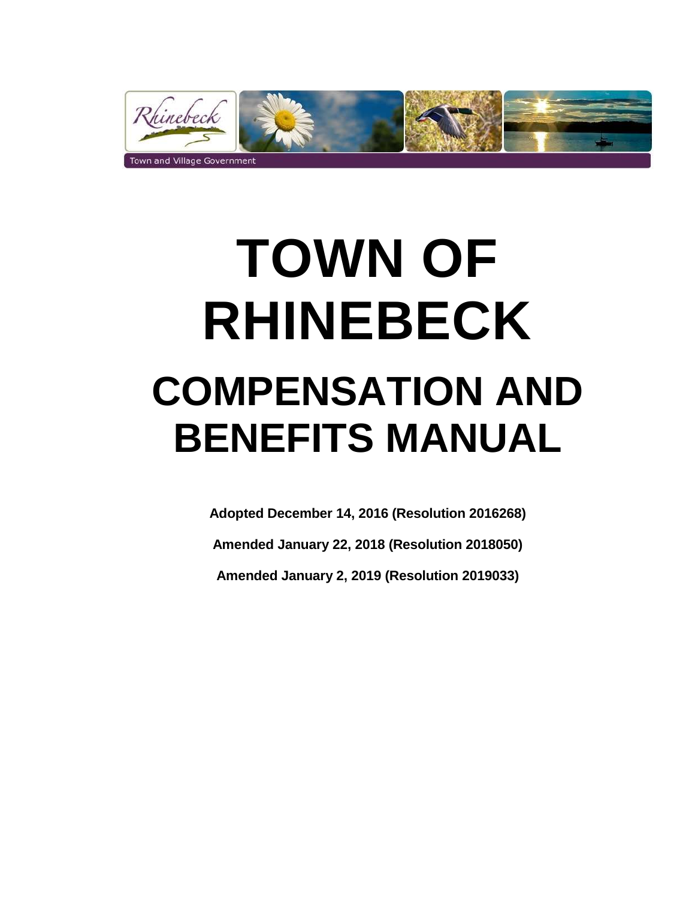Town and Village Government

# TOWN OF RHINEBECK

# COMPENSATION AND BENEFITS MANUAL

**Adopted December 14, 2016 (Resolution 2016268)**

**Amended January 22, 2018 (Resolution 2018050)**

**Amended January 2, 2019 (Resolution 2019033)**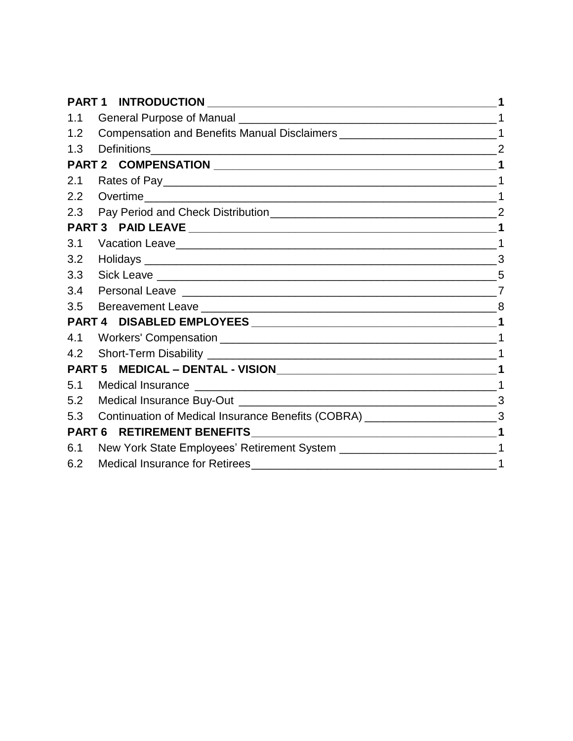| | | |
|---|---|---|
| **PART 1** | **INTRODUCTION** | **1** |
| 1.1 | General Purpose of Manual | 1 |
| 1.2 | Compensation and Benefits Manual Disclaimers | 1 |
| 1.3 | Definitions | 2 |
| **PART 2** | **COMPENSATION** | **1** |
| 2.1 | Rates of Pay | 1 |
| 2.2 | Overtime | 1 |
| 2.3 | Pay Period and Check Distribution | 2 |
| **PART 3** | **PAID LEAVE** | **1** |
| 3.1 | Vacation Leave | 1 |
| 3.2 | Holidays | 3 |
| 3.3 | Sick Leave | 5 |
| 3.4 | Personal Leave | 7 |
| 3.5 | Bereavement Leave | 8 |
| **PART 4** | **DISABLED EMPLOYEES** | **1** |
| 4.1 | Workers' Compensation | 1 |
| 4.2 | Short-Term Disability | 1 |
| **PART 5** | **MEDICAL – DENTAL - VISION** | **1** |
| 5.1 | Medical Insurance | 1 |
| 5.2 | Medical Insurance Buy-Out | 3 |
| 5.3 | Continuation of Medical Insurance Benefits (COBRA) | 3 |
| **PART 6** | **RETIREMENT BENEFITS** | **1** |
| 6.1 | New York State Employees' Retirement System | 1 |
| 6.2 | Medical Insurance for Retirees | 1 |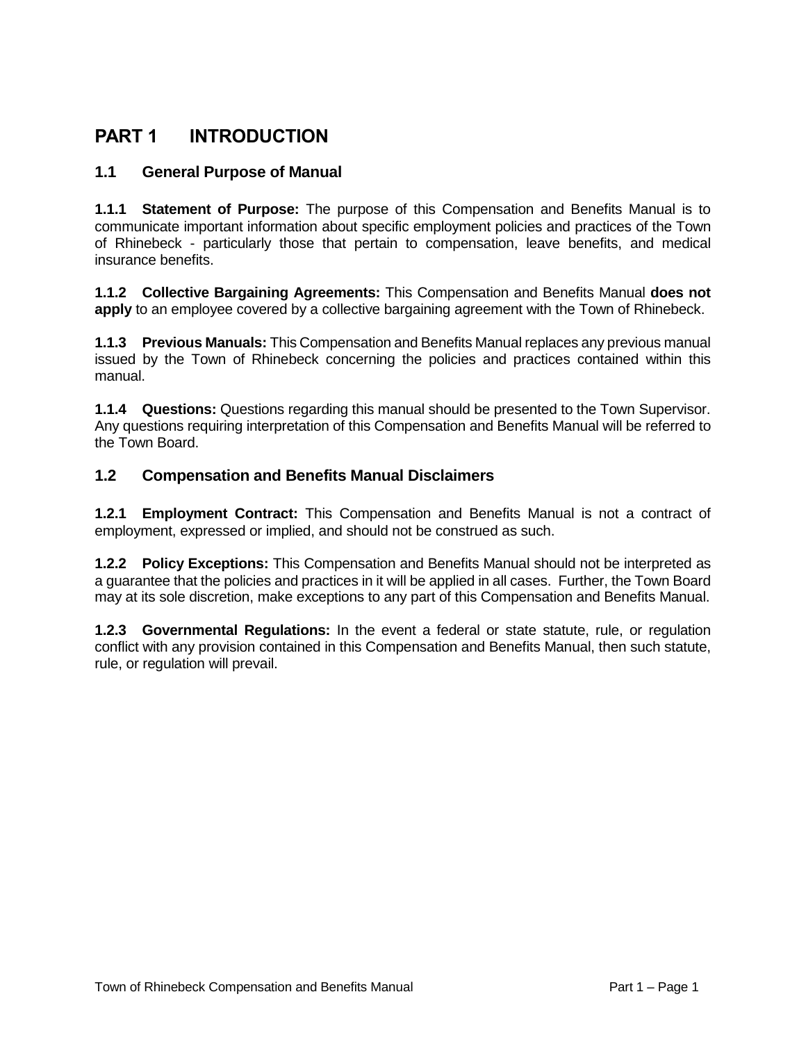# PART 1 INTRODUCTION

## 1.1 General Purpose of Manual

**1.1.1 Statement of Purpose:** The purpose of this Compensation and Benefits Manual is to communicate important information about specific employment policies and practices of the Town of Rhinebeck - particularly those that pertain to compensation, leave benefits, and medical insurance benefits.

**1.1.2 Collective Bargaining Agreements:** This Compensation and Benefits Manual **does not apply** to an employee covered by a collective bargaining agreement with the Town of Rhinebeck.

**1.1.3 Previous Manuals:** This Compensation and Benefits Manual replaces any previous manual issued by the Town of Rhinebeck concerning the policies and practices contained within this manual.

**1.1.4 Questions:** Questions regarding this manual should be presented to the Town Supervisor. Any questions requiring interpretation of this Compensation and Benefits Manual will be referred to the Town Board.

## 1.2 Compensation and Benefits Manual Disclaimers

**1.2.1 Employment Contract:** This Compensation and Benefits Manual is not a contract of employment, expressed or implied, and should not be construed as such.

**1.2.2 Policy Exceptions:** This Compensation and Benefits Manual should not be interpreted as a guarantee that the policies and practices in it will be applied in all cases. Further, the Town Board may at its sole discretion, make exceptions to any part of this Compensation and Benefits Manual.

**1.2.3 Governmental Regulations:** In the event a federal or state statute, rule, or regulation conflict with any provision contained in this Compensation and Benefits Manual, then such statute, rule, or regulation will prevail.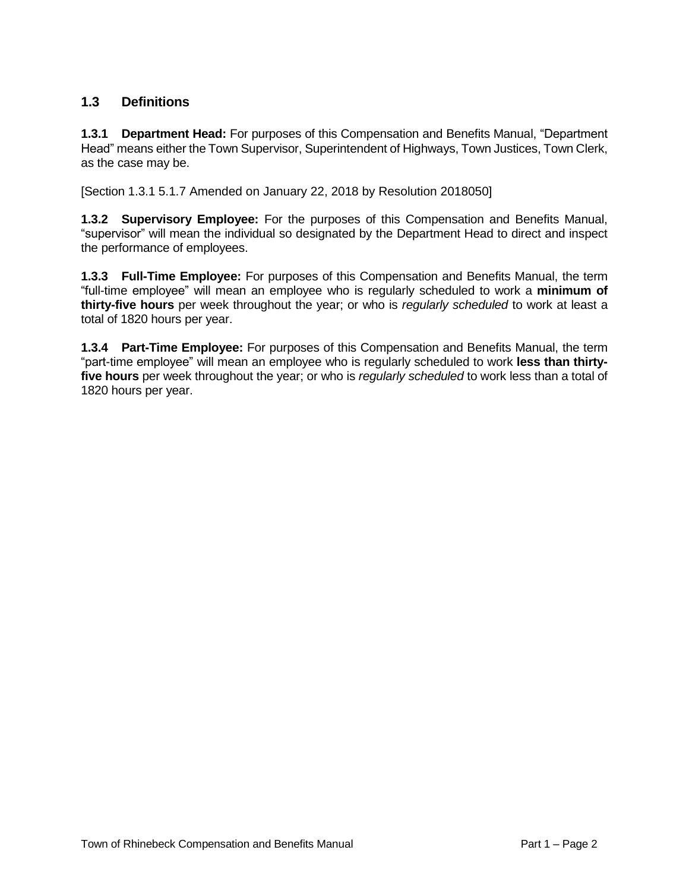## 1.3 Definitions

**1.3.1 Department Head:** For purposes of this Compensation and Benefits Manual, "Department Head" means either the Town Supervisor, Superintendent of Highways, Town Justices, Town Clerk, as the case may be.

[Section 1.3.1 5.1.7 Amended on January 22, 2018 by Resolution 2018050]

**1.3.2 Supervisory Employee:** For the purposes of this Compensation and Benefits Manual, "supervisor" will mean the individual so designated by the Department Head to direct and inspect the performance of employees.

**1.3.3 Full-Time Employee:** For purposes of this Compensation and Benefits Manual, the term "full-time employee" will mean an employee who is regularly scheduled to work a **minimum of thirty-five hours** per week throughout the year; or who is *regularly scheduled* to work at least a total of 1820 hours per year.

**1.3.4 Part-Time Employee:** For purposes of this Compensation and Benefits Manual, the term "part-time employee" will mean an employee who is regularly scheduled to work **less than thirty-five hours** per week throughout the year; or who is *regularly scheduled* to work less than a total of 1820 hours per year.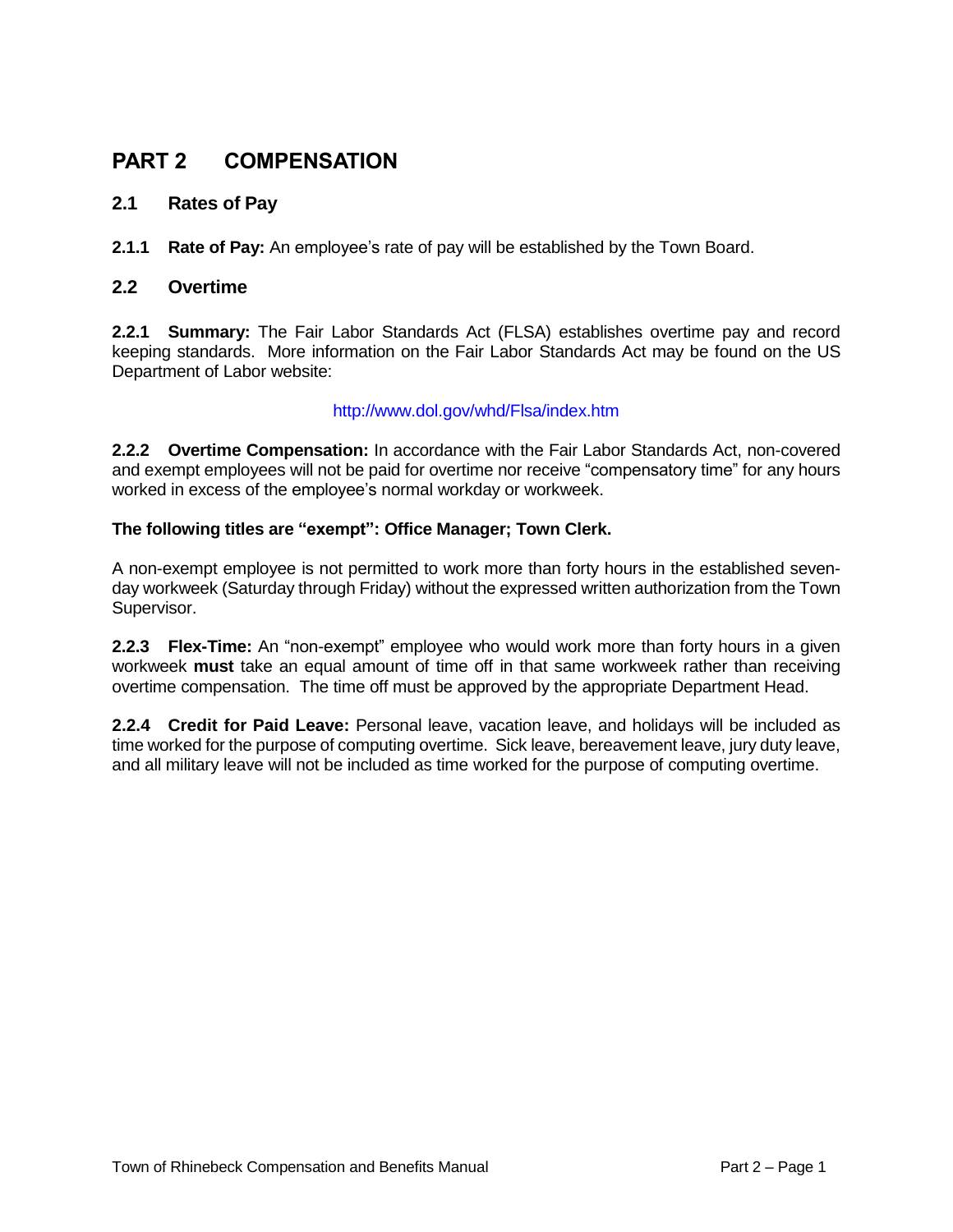# PART 2 COMPENSATION

## 2.1 Rates of Pay

**2.1.1 Rate of Pay:** An employee's rate of pay will be established by the Town Board.

## 2.2 Overtime

**2.2.1 Summary:** The Fair Labor Standards Act (FLSA) establishes overtime pay and record keeping standards. More information on the Fair Labor Standards Act may be found on the US Department of Labor website:

http://www.dol.gov/whd/Flsa/index.htm

**2.2.2 Overtime Compensation:** In accordance with the Fair Labor Standards Act, non-covered and exempt employees will not be paid for overtime nor receive "compensatory time" for any hours worked in excess of the employee's normal workday or workweek.

**The following titles are "exempt": Office Manager; Town Clerk.**

A non-exempt employee is not permitted to work more than forty hours in the established seven-day workweek (Saturday through Friday) without the expressed written authorization from the Town Supervisor.

**2.2.3 Flex-Time:** An "non-exempt" employee who would work more than forty hours in a given workweek **must** take an equal amount of time off in that same workweek rather than receiving overtime compensation. The time off must be approved by the appropriate Department Head.

**2.2.4 Credit for Paid Leave:** Personal leave, vacation leave, and holidays will be included as time worked for the purpose of computing overtime. Sick leave, bereavement leave, jury duty leave, and all military leave will not be included as time worked for the purpose of computing overtime.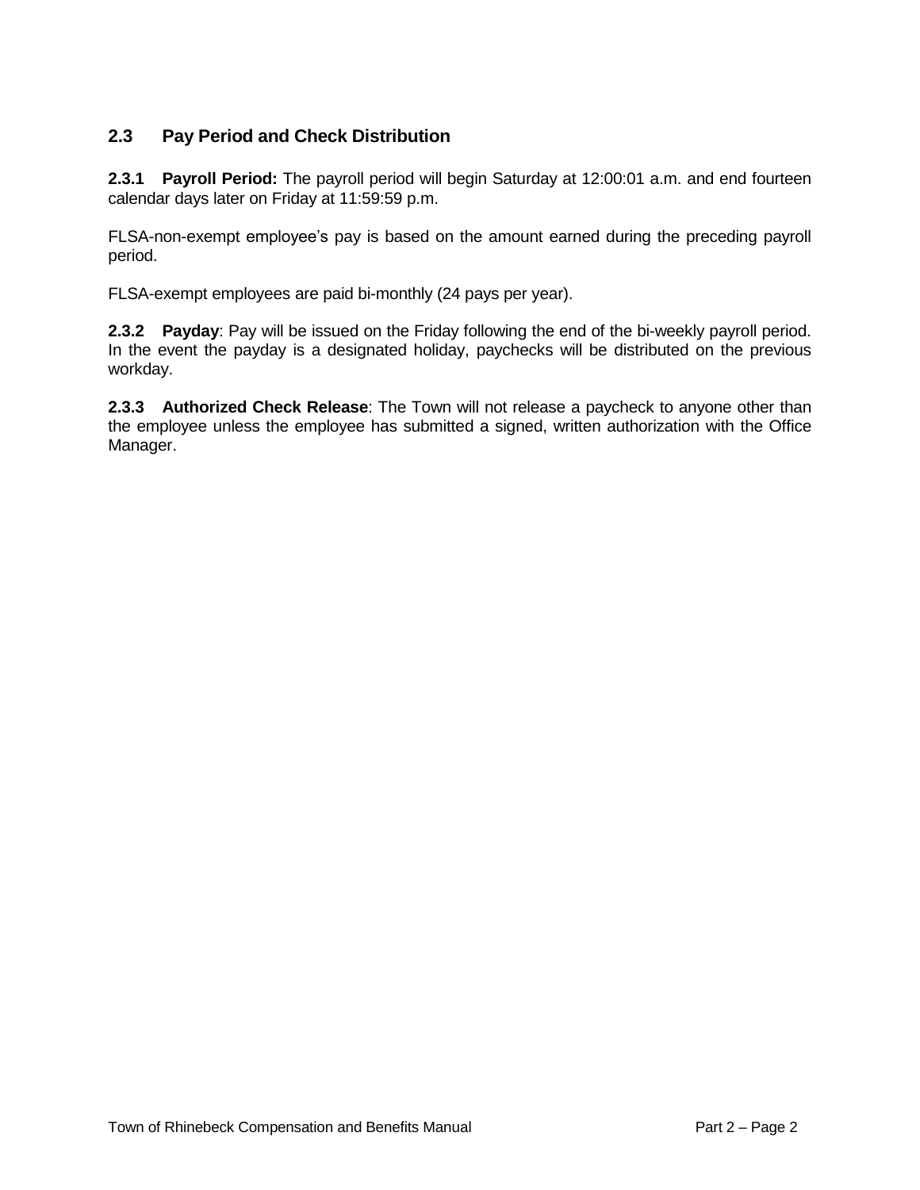## 2.3 Pay Period and Check Distribution

**2.3.1 Payroll Period:** The payroll period will begin Saturday at 12:00:01 a.m. and end fourteen calendar days later on Friday at 11:59:59 p.m.

FLSA-non-exempt employee's pay is based on the amount earned during the preceding payroll period.

FLSA-exempt employees are paid bi-monthly (24 pays per year).

**2.3.2 Payday**: Pay will be issued on the Friday following the end of the bi-weekly payroll period. In the event the payday is a designated holiday, paychecks will be distributed on the previous workday.

**2.3.3 Authorized Check Release**: The Town will not release a paycheck to anyone other than the employee unless the employee has submitted a signed, written authorization with the Office Manager.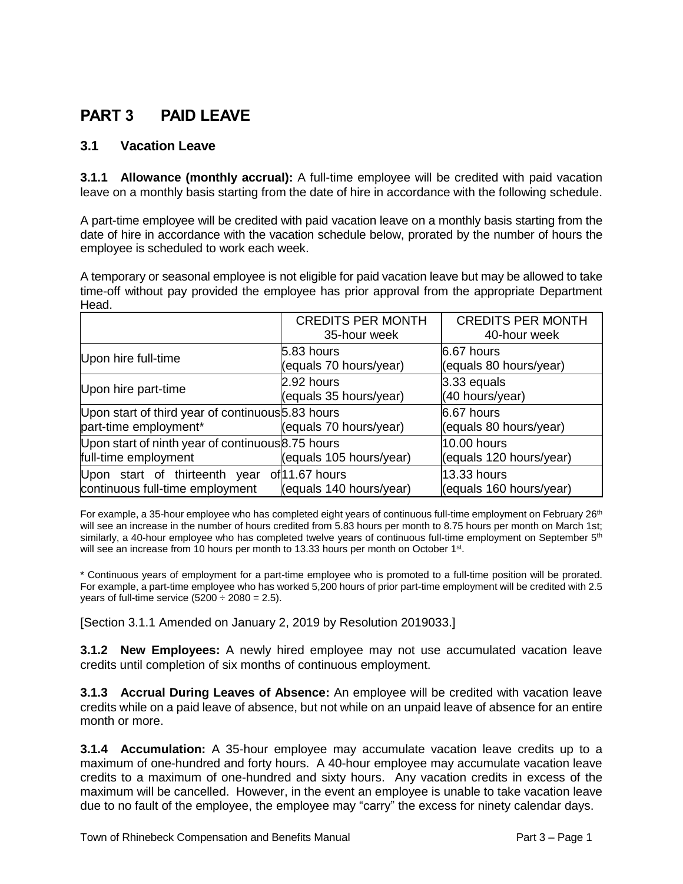# PART 3 PAID LEAVE

## 3.1 Vacation Leave

**3.1.1 Allowance (monthly accrual):** A full-time employee will be credited with paid vacation leave on a monthly basis starting from the date of hire in accordance with the following schedule.

A part-time employee will be credited with paid vacation leave on a monthly basis starting from the date of hire in accordance with the vacation schedule below, prorated by the number of hours the employee is scheduled to work each week.

A temporary or seasonal employee is not eligible for paid vacation leave but may be allowed to take time-off without pay provided the employee has prior approval from the appropriate Department Head.

| | CREDITS PER MONTH 35-hour week | CREDITS PER MONTH 40-hour week |
|---|---|---|
| Upon hire full-time | 5.83 hours (equals 70 hours/year) | 6.67 hours (equals 80 hours/year) |
| Upon hire part-time | 2.92 hours (equals 35 hours/year) | 3.33 equals (40 hours/year) |
| Upon start of third year of continuous part-time employment* | 5.83 hours (equals 70 hours/year) | 6.67 hours (equals 80 hours/year) |
| Upon start of ninth year of continuous full-time employment | 8.75 hours (equals 105 hours/year) | 10.00 hours (equals 120 hours/year) |
| Upon start of thirteenth year of continuous full-time employment | 11.67 hours (equals 140 hours/year) | 13.33 hours (equals 160 hours/year) |

For example, a 35-hour employee who has completed eight years of continuous full-time employment on February 26th will see an increase in the number of hours credited from 5.83 hours per month to 8.75 hours per month on March 1st; similarly, a 40-hour employee who has completed twelve years of continuous full-time employment on September 5th will see an increase from 10 hours per month to 13.33 hours per month on October 1st.

* Continuous years of employment for a part-time employee who is promoted to a full-time position will be prorated. For example, a part-time employee who has worked 5,200 hours of prior part-time employment will be credited with 2.5 years of full-time service (5200 ÷ 2080 = 2.5).

[Section 3.1.1 Amended on January 2, 2019 by Resolution 2019033.]

**3.1.2 New Employees:** A newly hired employee may not use accumulated vacation leave credits until completion of six months of continuous employment.

**3.1.3 Accrual During Leaves of Absence:** An employee will be credited with vacation leave credits while on a paid leave of absence, but not while on an unpaid leave of absence for an entire month or more.

**3.1.4 Accumulation:** A 35-hour employee may accumulate vacation leave credits up to a maximum of one-hundred and forty hours. A 40-hour employee may accumulate vacation leave credits to a maximum of one-hundred and sixty hours. Any vacation credits in excess of the maximum will be cancelled. However, in the event an employee is unable to take vacation leave due to no fault of the employee, the employee may "carry" the excess for ninety calendar days.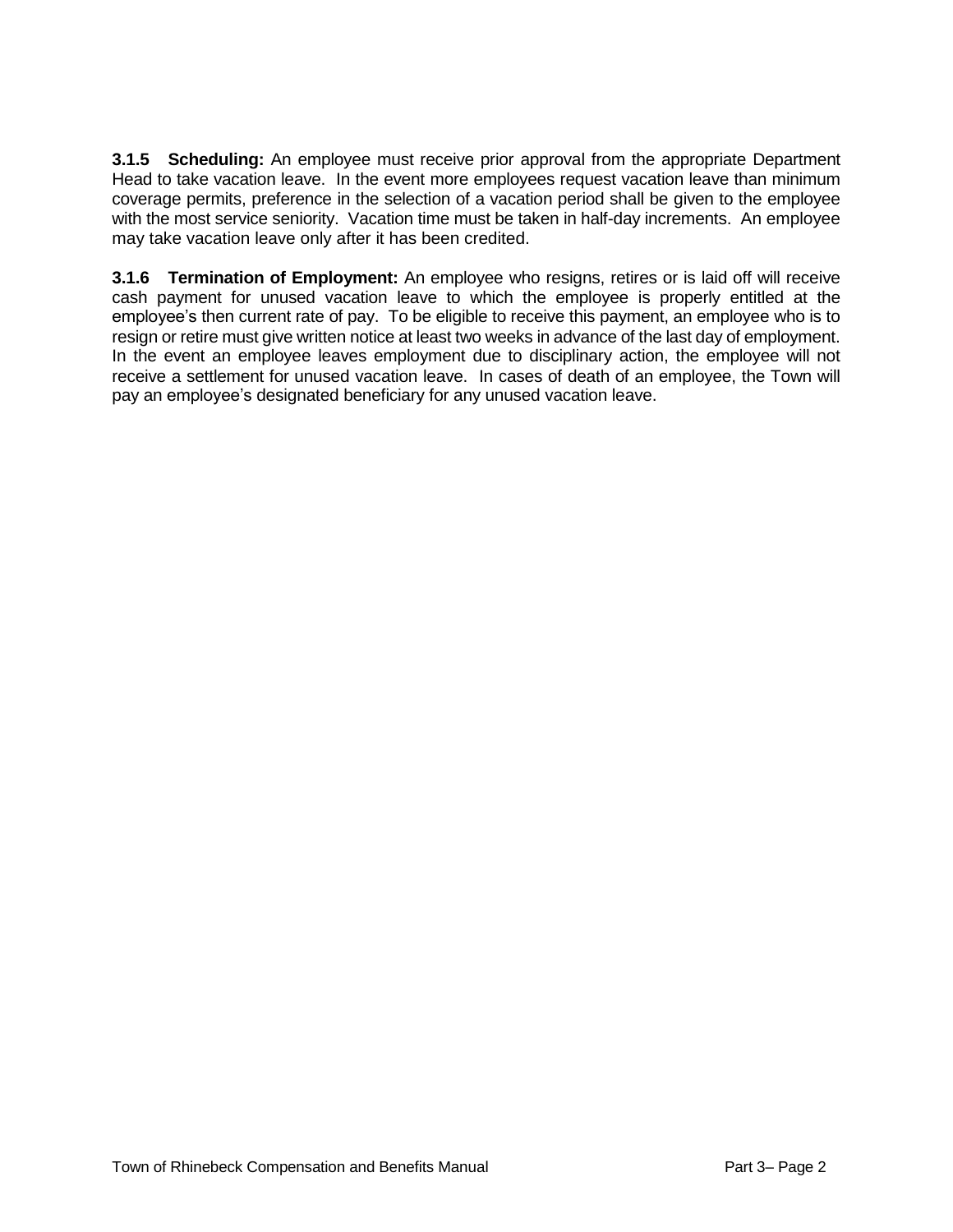**3.1.5 Scheduling:** An employee must receive prior approval from the appropriate Department Head to take vacation leave. In the event more employees request vacation leave than minimum coverage permits, preference in the selection of a vacation period shall be given to the employee with the most service seniority. Vacation time must be taken in half-day increments. An employee may take vacation leave only after it has been credited.

**3.1.6 Termination of Employment:** An employee who resigns, retires or is laid off will receive cash payment for unused vacation leave to which the employee is properly entitled at the employee's then current rate of pay. To be eligible to receive this payment, an employee who is to resign or retire must give written notice at least two weeks in advance of the last day of employment. In the event an employee leaves employment due to disciplinary action, the employee will not receive a settlement for unused vacation leave. In cases of death of an employee, the Town will pay an employee's designated beneficiary for any unused vacation leave.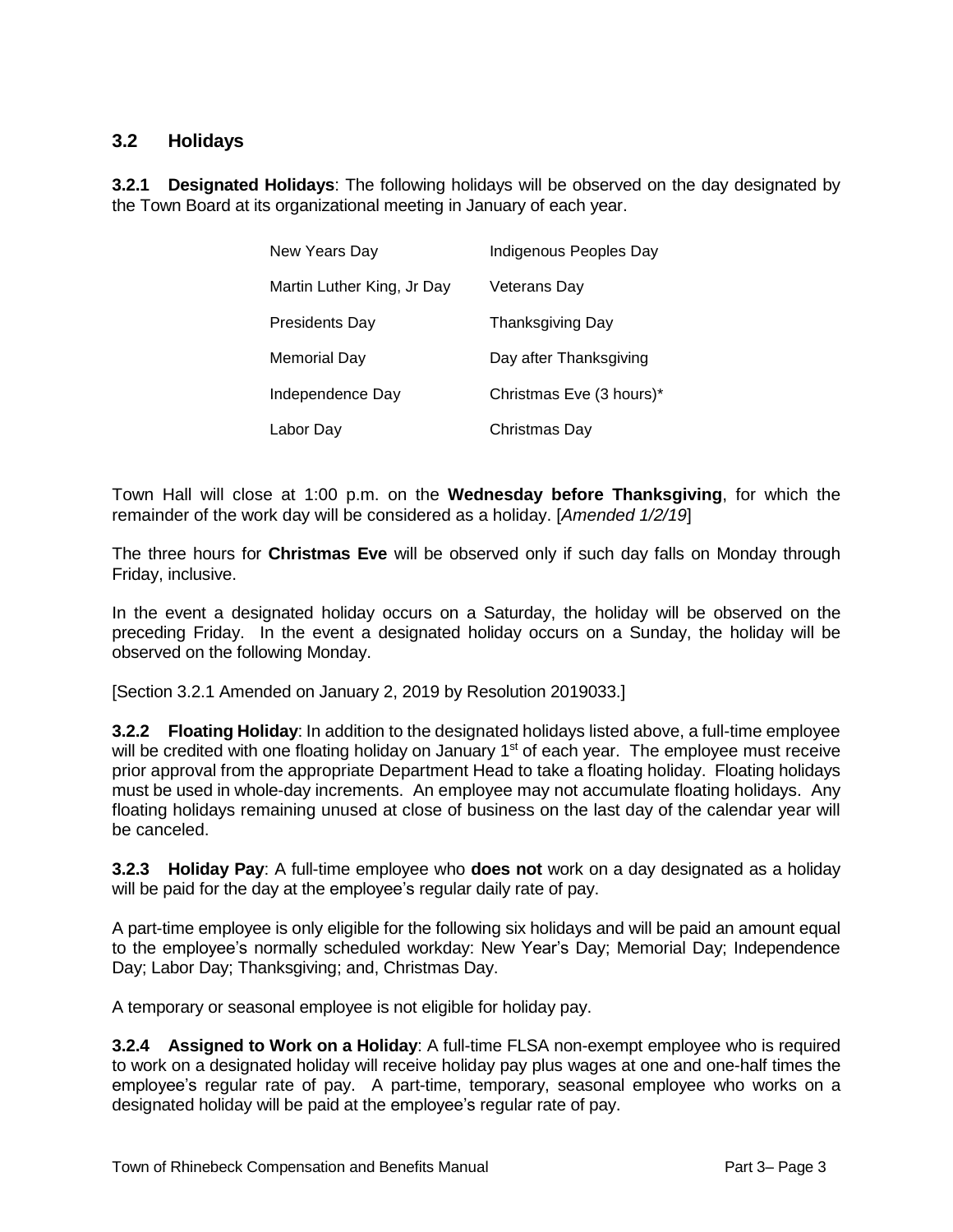## 3.2 Holidays

**3.2.1 Designated Holidays**: The following holidays will be observed on the day designated by the Town Board at its organizational meeting in January of each year.

| | |
|---|---|
| New Years Day | Indigenous Peoples Day |
| Martin Luther King, Jr Day | Veterans Day |
| Presidents Day | Thanksgiving Day |
| Memorial Day | Day after Thanksgiving |
| Independence Day | Christmas Eve (3 hours)* |
| Labor Day | Christmas Day |

Town Hall will close at 1:00 p.m. on the **Wednesday before Thanksgiving**, for which the remainder of the work day will be considered as a holiday. [*Amended 1/2/19*]

The three hours for **Christmas Eve** will be observed only if such day falls on Monday through Friday, inclusive.

In the event a designated holiday occurs on a Saturday, the holiday will be observed on the preceding Friday. In the event a designated holiday occurs on a Sunday, the holiday will be observed on the following Monday.

[Section 3.2.1 Amended on January 2, 2019 by Resolution 2019033.]

**3.2.2 Floating Holiday**: In addition to the designated holidays listed above, a full-time employee will be credited with one floating holiday on January 1st of each year. The employee must receive prior approval from the appropriate Department Head to take a floating holiday. Floating holidays must be used in whole-day increments. An employee may not accumulate floating holidays. Any floating holidays remaining unused at close of business on the last day of the calendar year will be canceled.

**3.2.3 Holiday Pay**: A full-time employee who **does not** work on a day designated as a holiday will be paid for the day at the employee's regular daily rate of pay.

A part-time employee is only eligible for the following six holidays and will be paid an amount equal to the employee's normally scheduled workday: New Year's Day; Memorial Day; Independence Day; Labor Day; Thanksgiving; and, Christmas Day.

A temporary or seasonal employee is not eligible for holiday pay.

**3.2.4 Assigned to Work on a Holiday**: A full-time FLSA non-exempt employee who is required to work on a designated holiday will receive holiday pay plus wages at one and one-half times the employee's regular rate of pay. A part-time, temporary, seasonal employee who works on a designated holiday will be paid at the employee's regular rate of pay.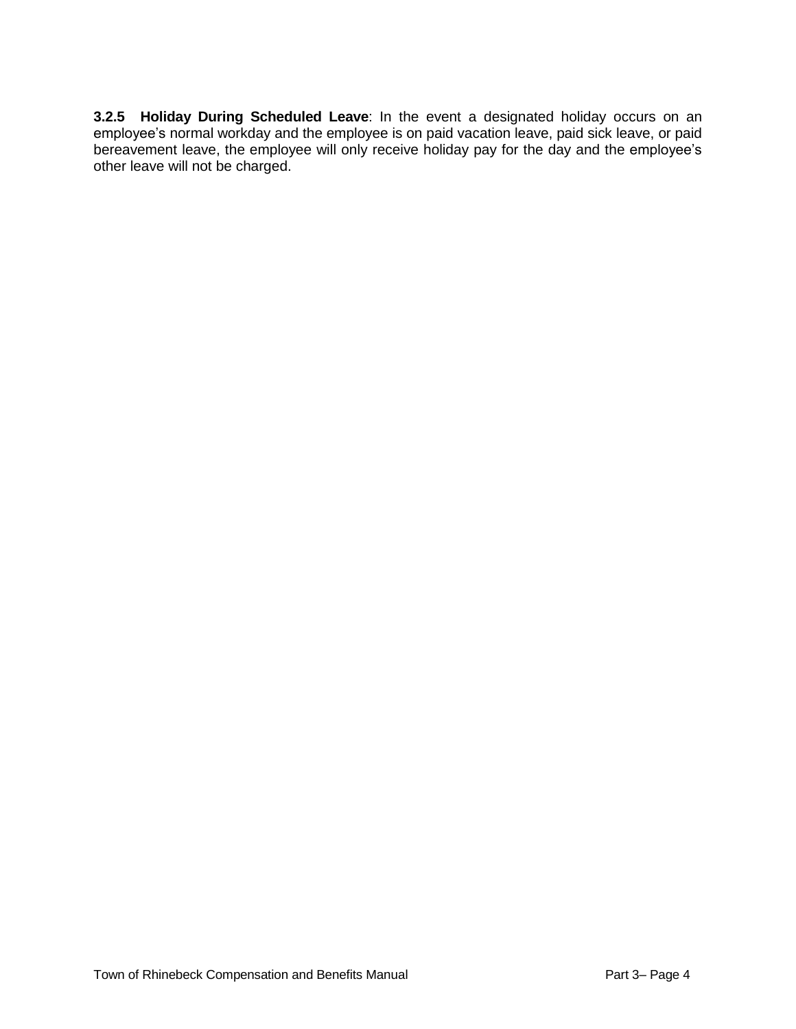**3.2.5 Holiday During Scheduled Leave**: In the event a designated holiday occurs on an employee's normal workday and the employee is on paid vacation leave, paid sick leave, or paid bereavement leave, the employee will only receive holiday pay for the day and the employee's other leave will not be charged.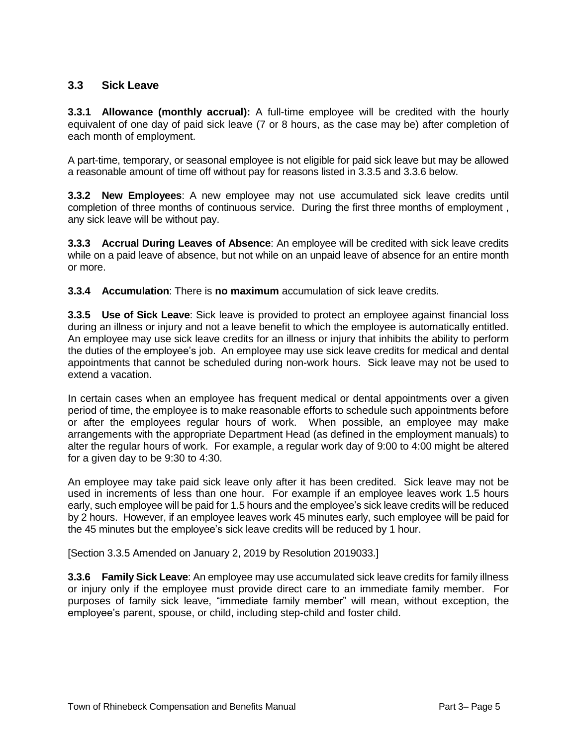## 3.3 Sick Leave

**3.3.1 Allowance (monthly accrual):** A full-time employee will be credited with the hourly equivalent of one day of paid sick leave (7 or 8 hours, as the case may be) after completion of each month of employment.

A part-time, temporary, or seasonal employee is not eligible for paid sick leave but may be allowed a reasonable amount of time off without pay for reasons listed in 3.3.5 and 3.3.6 below.

**3.3.2 New Employees**: A new employee may not use accumulated sick leave credits until completion of three months of continuous service. During the first three months of employment , any sick leave will be without pay.

**3.3.3 Accrual During Leaves of Absence**: An employee will be credited with sick leave credits while on a paid leave of absence, but not while on an unpaid leave of absence for an entire month or more.

**3.3.4 Accumulation**: There is **no maximum** accumulation of sick leave credits.

**3.3.5 Use of Sick Leave**: Sick leave is provided to protect an employee against financial loss during an illness or injury and not a leave benefit to which the employee is automatically entitled. An employee may use sick leave credits for an illness or injury that inhibits the ability to perform the duties of the employee's job. An employee may use sick leave credits for medical and dental appointments that cannot be scheduled during non-work hours. Sick leave may not be used to extend a vacation.

In certain cases when an employee has frequent medical or dental appointments over a given period of time, the employee is to make reasonable efforts to schedule such appointments before or after the employees regular hours of work. When possible, an employee may make arrangements with the appropriate Department Head (as defined in the employment manuals) to alter the regular hours of work. For example, a regular work day of 9:00 to 4:00 might be altered for a given day to be 9:30 to 4:30.

An employee may take paid sick leave only after it has been credited. Sick leave may not be used in increments of less than one hour. For example if an employee leaves work 1.5 hours early, such employee will be paid for 1.5 hours and the employee's sick leave credits will be reduced by 2 hours. However, if an employee leaves work 45 minutes early, such employee will be paid for the 45 minutes but the employee's sick leave credits will be reduced by 1 hour.

[Section 3.3.5 Amended on January 2, 2019 by Resolution 2019033.]

**3.3.6 Family Sick Leave**: An employee may use accumulated sick leave credits for family illness or injury only if the employee must provide direct care to an immediate family member. For purposes of family sick leave, "immediate family member" will mean, without exception, the employee's parent, spouse, or child, including step-child and foster child.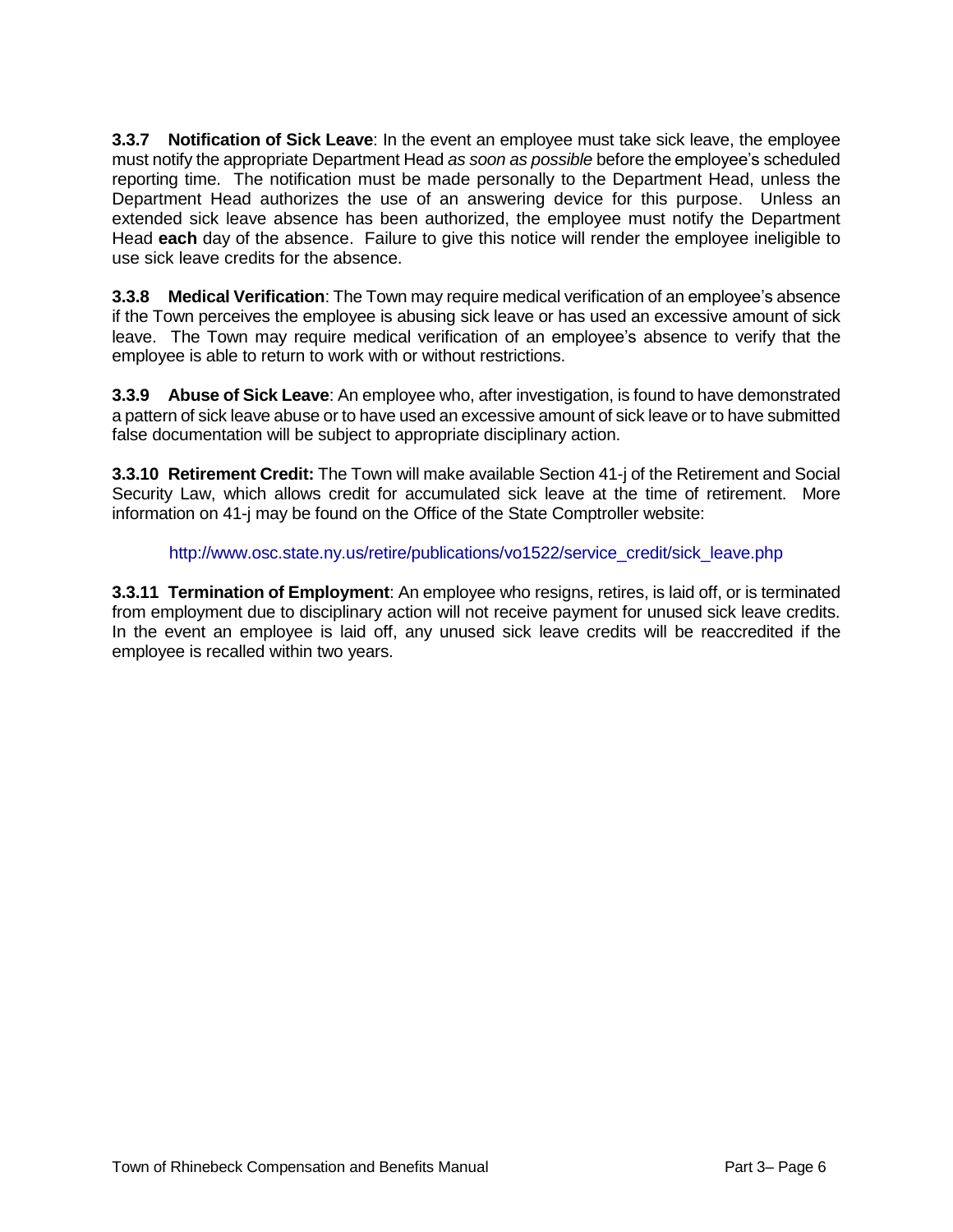**3.3.7 Notification of Sick Leave**: In the event an employee must take sick leave, the employee must notify the appropriate Department Head *as soon as possible* before the employee's scheduled reporting time. The notification must be made personally to the Department Head, unless the Department Head authorizes the use of an answering device for this purpose. Unless an extended sick leave absence has been authorized, the employee must notify the Department Head **each** day of the absence. Failure to give this notice will render the employee ineligible to use sick leave credits for the absence.

**3.3.8 Medical Verification**: The Town may require medical verification of an employee's absence if the Town perceives the employee is abusing sick leave or has used an excessive amount of sick leave. The Town may require medical verification of an employee's absence to verify that the employee is able to return to work with or without restrictions.

**3.3.9 Abuse of Sick Leave**: An employee who, after investigation, is found to have demonstrated a pattern of sick leave abuse or to have used an excessive amount of sick leave or to have submitted false documentation will be subject to appropriate disciplinary action.

**3.3.10 Retirement Credit:** The Town will make available Section 41-j of the Retirement and Social Security Law, which allows credit for accumulated sick leave at the time of retirement. More information on 41-j may be found on the Office of the State Comptroller website:

http://www.osc.state.ny.us/retire/publications/vo1522/service_credit/sick_leave.php

**3.3.11 Termination of Employment**: An employee who resigns, retires, is laid off, or is terminated from employment due to disciplinary action will not receive payment for unused sick leave credits. In the event an employee is laid off, any unused sick leave credits will be reaccredited if the employee is recalled within two years.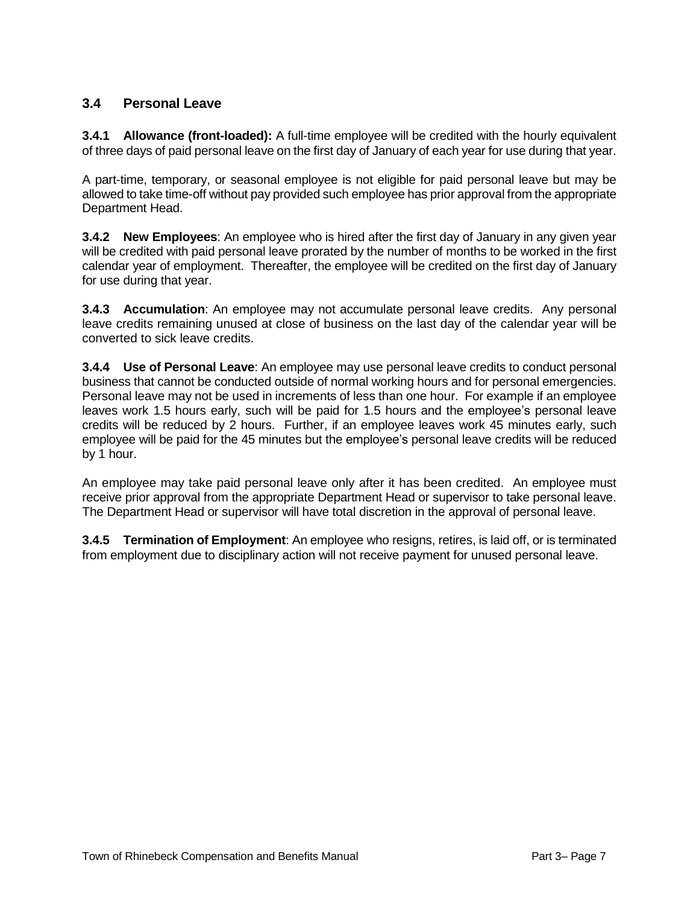## 3.4 Personal Leave

**3.4.1 Allowance (front-loaded):** A full-time employee will be credited with the hourly equivalent of three days of paid personal leave on the first day of January of each year for use during that year.

A part-time, temporary, or seasonal employee is not eligible for paid personal leave but may be allowed to take time-off without pay provided such employee has prior approval from the appropriate Department Head.

**3.4.2 New Employees**: An employee who is hired after the first day of January in any given year will be credited with paid personal leave prorated by the number of months to be worked in the first calendar year of employment. Thereafter, the employee will be credited on the first day of January for use during that year.

**3.4.3 Accumulation**: An employee may not accumulate personal leave credits. Any personal leave credits remaining unused at close of business on the last day of the calendar year will be converted to sick leave credits.

**3.4.4 Use of Personal Leave**: An employee may use personal leave credits to conduct personal business that cannot be conducted outside of normal working hours and for personal emergencies. Personal leave may not be used in increments of less than one hour. For example if an employee leaves work 1.5 hours early, such will be paid for 1.5 hours and the employee's personal leave credits will be reduced by 2 hours. Further, if an employee leaves work 45 minutes early, such employee will be paid for the 45 minutes but the employee's personal leave credits will be reduced by 1 hour.

An employee may take paid personal leave only after it has been credited. An employee must receive prior approval from the appropriate Department Head or supervisor to take personal leave. The Department Head or supervisor will have total discretion in the approval of personal leave.

**3.4.5 Termination of Employment**: An employee who resigns, retires, is laid off, or is terminated from employment due to disciplinary action will not receive payment for unused personal leave.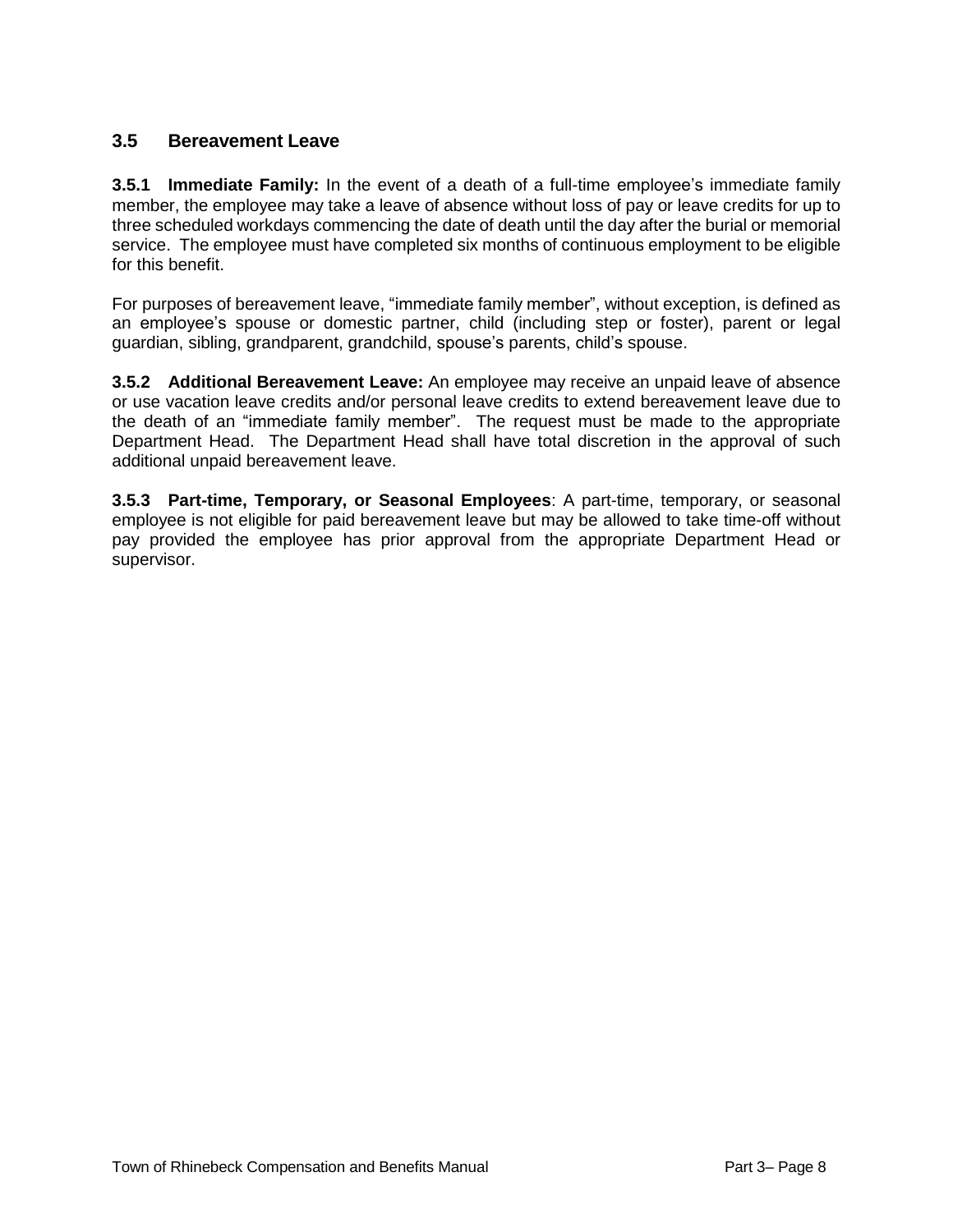## 3.5 Bereavement Leave

**3.5.1 Immediate Family:** In the event of a death of a full-time employee's immediate family member, the employee may take a leave of absence without loss of pay or leave credits for up to three scheduled workdays commencing the date of death until the day after the burial or memorial service. The employee must have completed six months of continuous employment to be eligible for this benefit.

For purposes of bereavement leave, "immediate family member", without exception, is defined as an employee's spouse or domestic partner, child (including step or foster), parent or legal guardian, sibling, grandparent, grandchild, spouse's parents, child's spouse.

**3.5.2 Additional Bereavement Leave:** An employee may receive an unpaid leave of absence or use vacation leave credits and/or personal leave credits to extend bereavement leave due to the death of an "immediate family member". The request must be made to the appropriate Department Head. The Department Head shall have total discretion in the approval of such additional unpaid bereavement leave.

**3.5.3 Part-time, Temporary, or Seasonal Employees**: A part-time, temporary, or seasonal employee is not eligible for paid bereavement leave but may be allowed to take time-off without pay provided the employee has prior approval from the appropriate Department Head or supervisor.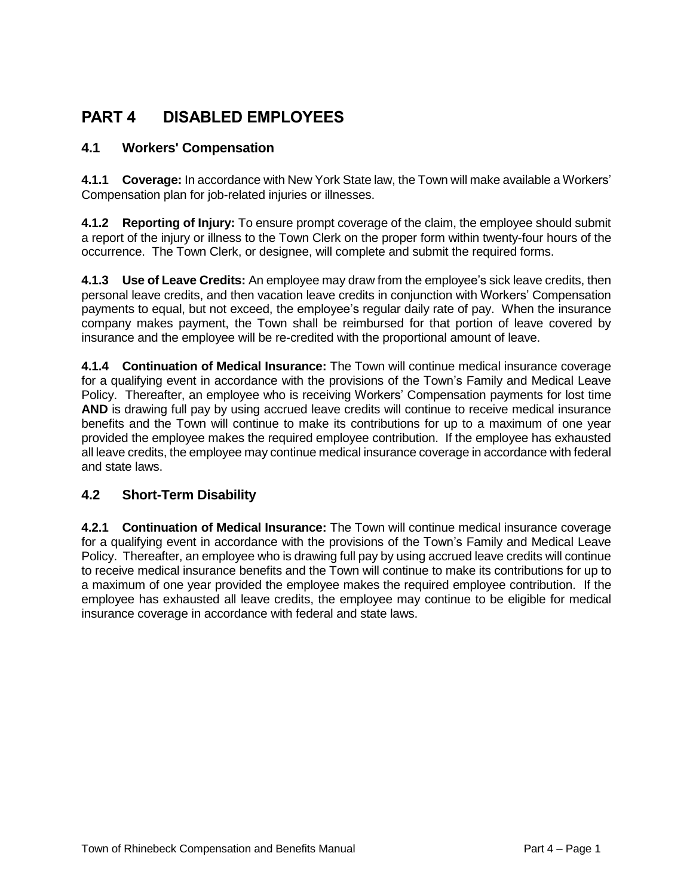# PART 4 DISABLED EMPLOYEES

## 4.1 Workers' Compensation

**4.1.1 Coverage:** In accordance with New York State law, the Town will make available a Workers' Compensation plan for job-related injuries or illnesses.

**4.1.2 Reporting of Injury:** To ensure prompt coverage of the claim, the employee should submit a report of the injury or illness to the Town Clerk on the proper form within twenty-four hours of the occurrence. The Town Clerk, or designee, will complete and submit the required forms.

**4.1.3 Use of Leave Credits:** An employee may draw from the employee's sick leave credits, then personal leave credits, and then vacation leave credits in conjunction with Workers' Compensation payments to equal, but not exceed, the employee's regular daily rate of pay. When the insurance company makes payment, the Town shall be reimbursed for that portion of leave covered by insurance and the employee will be re-credited with the proportional amount of leave.

**4.1.4 Continuation of Medical Insurance:** The Town will continue medical insurance coverage for a qualifying event in accordance with the provisions of the Town's Family and Medical Leave Policy. Thereafter, an employee who is receiving Workers' Compensation payments for lost time **AND** is drawing full pay by using accrued leave credits will continue to receive medical insurance benefits and the Town will continue to make its contributions for up to a maximum of one year provided the employee makes the required employee contribution. If the employee has exhausted all leave credits, the employee may continue medical insurance coverage in accordance with federal and state laws.

## 4.2 Short-Term Disability

**4.2.1 Continuation of Medical Insurance:** The Town will continue medical insurance coverage for a qualifying event in accordance with the provisions of the Town's Family and Medical Leave Policy. Thereafter, an employee who is drawing full pay by using accrued leave credits will continue to receive medical insurance benefits and the Town will continue to make its contributions for up to a maximum of one year provided the employee makes the required employee contribution. If the employee has exhausted all leave credits, the employee may continue to be eligible for medical insurance coverage in accordance with federal and state laws.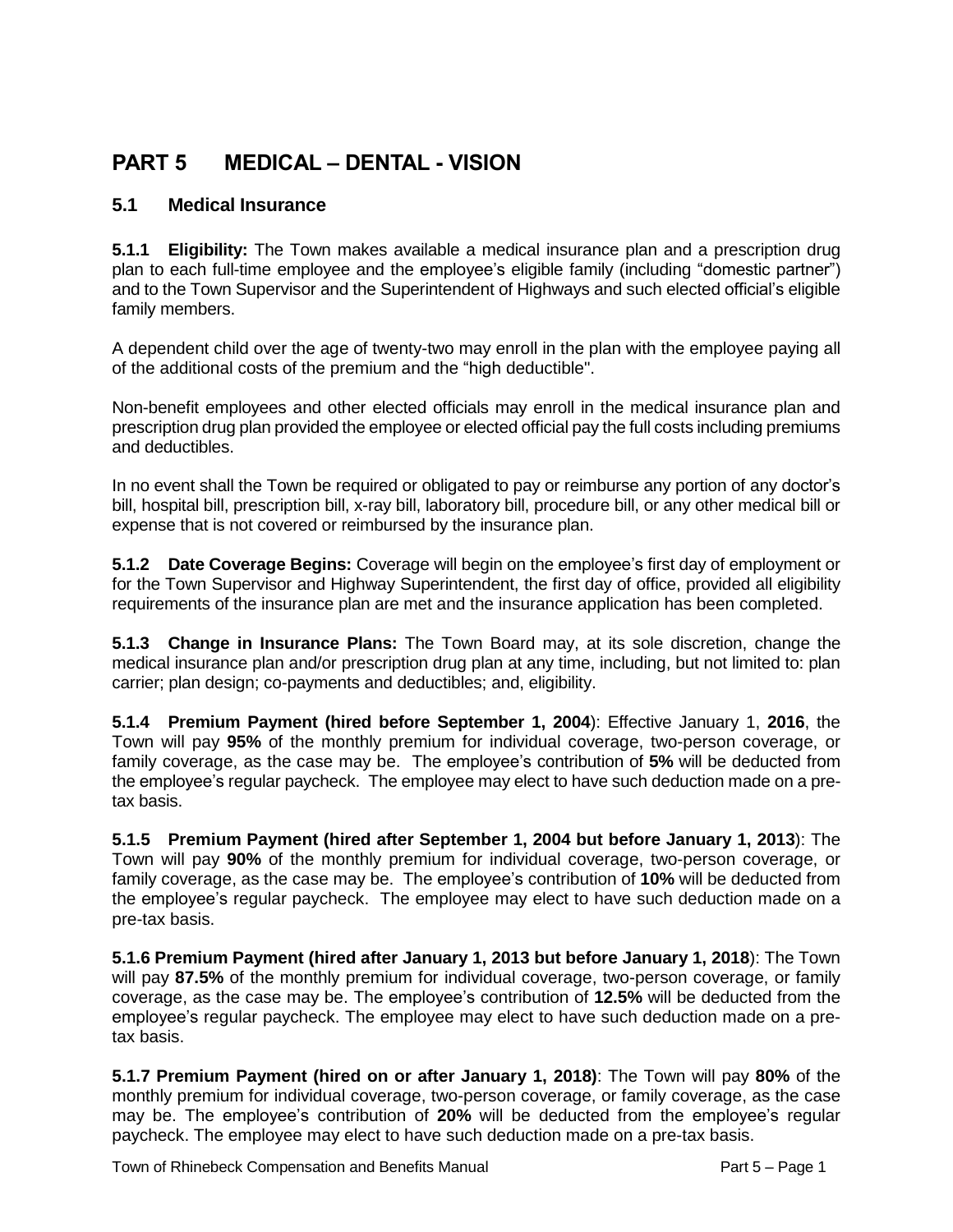# PART 5 MEDICAL – DENTAL - VISION

## 5.1 Medical Insurance

**5.1.1 Eligibility:** The Town makes available a medical insurance plan and a prescription drug plan to each full-time employee and the employee's eligible family (including "domestic partner") and to the Town Supervisor and the Superintendent of Highways and such elected official's eligible family members.

A dependent child over the age of twenty-two may enroll in the plan with the employee paying all of the additional costs of the premium and the "high deductible".

Non-benefit employees and other elected officials may enroll in the medical insurance plan and prescription drug plan provided the employee or elected official pay the full costs including premiums and deductibles.

In no event shall the Town be required or obligated to pay or reimburse any portion of any doctor's bill, hospital bill, prescription bill, x-ray bill, laboratory bill, procedure bill, or any other medical bill or expense that is not covered or reimbursed by the insurance plan.

**5.1.2 Date Coverage Begins:** Coverage will begin on the employee's first day of employment or for the Town Supervisor and Highway Superintendent, the first day of office, provided all eligibility requirements of the insurance plan are met and the insurance application has been completed.

**5.1.3 Change in Insurance Plans:** The Town Board may, at its sole discretion, change the medical insurance plan and/or prescription drug plan at any time, including, but not limited to: plan carrier; plan design; co-payments and deductibles; and, eligibility.

**5.1.4 Premium Payment (hired before September 1, 2004)**: Effective January 1, **2016**, the Town will pay **95%** of the monthly premium for individual coverage, two-person coverage, or family coverage, as the case may be. The employee's contribution of **5%** will be deducted from the employee's regular paycheck. The employee may elect to have such deduction made on a pre-tax basis.

**5.1.5 Premium Payment (hired after September 1, 2004 but before January 1, 2013)**: The Town will pay **90%** of the monthly premium for individual coverage, two-person coverage, or family coverage, as the case may be. The employee's contribution of **10%** will be deducted from the employee's regular paycheck. The employee may elect to have such deduction made on a pre-tax basis.

**5.1.6 Premium Payment (hired after January 1, 2013 but before January 1, 2018)**: The Town will pay **87.5%** of the monthly premium for individual coverage, two-person coverage, or family coverage, as the case may be. The employee's contribution of **12.5%** will be deducted from the employee's regular paycheck. The employee may elect to have such deduction made on a pre-tax basis.

**5.1.7 Premium Payment (hired on or after January 1, 2018)**: The Town will pay **80%** of the monthly premium for individual coverage, two-person coverage, or family coverage, as the case may be. The employee's contribution of **20%** will be deducted from the employee's regular paycheck. The employee may elect to have such deduction made on a pre-tax basis.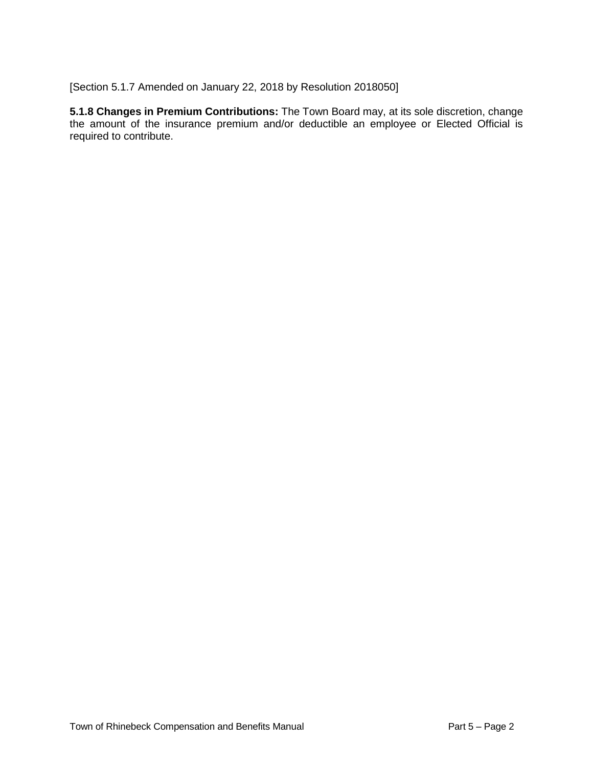[Section 5.1.7 Amended on January 22, 2018 by Resolution 2018050]

**5.1.8 Changes in Premium Contributions:** The Town Board may, at its sole discretion, change the amount of the insurance premium and/or deductible an employee or Elected Official is required to contribute.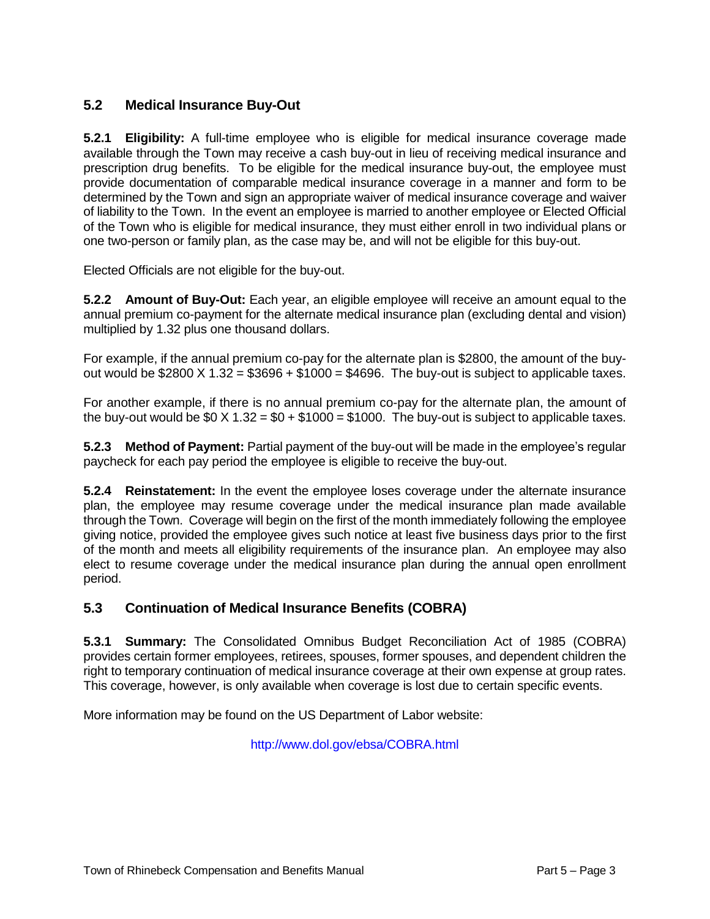## 5.2 Medical Insurance Buy-Out

**5.2.1 Eligibility:** A full-time employee who is eligible for medical insurance coverage made available through the Town may receive a cash buy-out in lieu of receiving medical insurance and prescription drug benefits. To be eligible for the medical insurance buy-out, the employee must provide documentation of comparable medical insurance coverage in a manner and form to be determined by the Town and sign an appropriate waiver of medical insurance coverage and waiver of liability to the Town. In the event an employee is married to another employee or Elected Official of the Town who is eligible for medical insurance, they must either enroll in two individual plans or one two-person or family plan, as the case may be, and will not be eligible for this buy-out.

Elected Officials are not eligible for the buy-out.

**5.2.2 Amount of Buy-Out:** Each year, an eligible employee will receive an amount equal to the annual premium co-payment for the alternate medical insurance plan (excluding dental and vision) multiplied by 1.32 plus one thousand dollars.

For example, if the annual premium co-pay for the alternate plan is $2800, the amount of the buy-out would be $2800 X 1.32 = $3696 + $1000 = $4696. The buy-out is subject to applicable taxes.

For another example, if there is no annual premium co-pay for the alternate plan, the amount of the buy-out would be $0 X 1.32 = $0 + $1000 = $1000. The buy-out is subject to applicable taxes.

**5.2.3 Method of Payment:** Partial payment of the buy-out will be made in the employee's regular paycheck for each pay period the employee is eligible to receive the buy-out.

**5.2.4 Reinstatement:** In the event the employee loses coverage under the alternate insurance plan, the employee may resume coverage under the medical insurance plan made available through the Town. Coverage will begin on the first of the month immediately following the employee giving notice, provided the employee gives such notice at least five business days prior to the first of the month and meets all eligibility requirements of the insurance plan. An employee may also elect to resume coverage under the medical insurance plan during the annual open enrollment period.

## 5.3 Continuation of Medical Insurance Benefits (COBRA)

**5.3.1 Summary:** The Consolidated Omnibus Budget Reconciliation Act of 1985 (COBRA) provides certain former employees, retirees, spouses, former spouses, and dependent children the right to temporary continuation of medical insurance coverage at their own expense at group rates. This coverage, however, is only available when coverage is lost due to certain specific events.

More information may be found on the US Department of Labor website:

http://www.dol.gov/ebsa/COBRA.html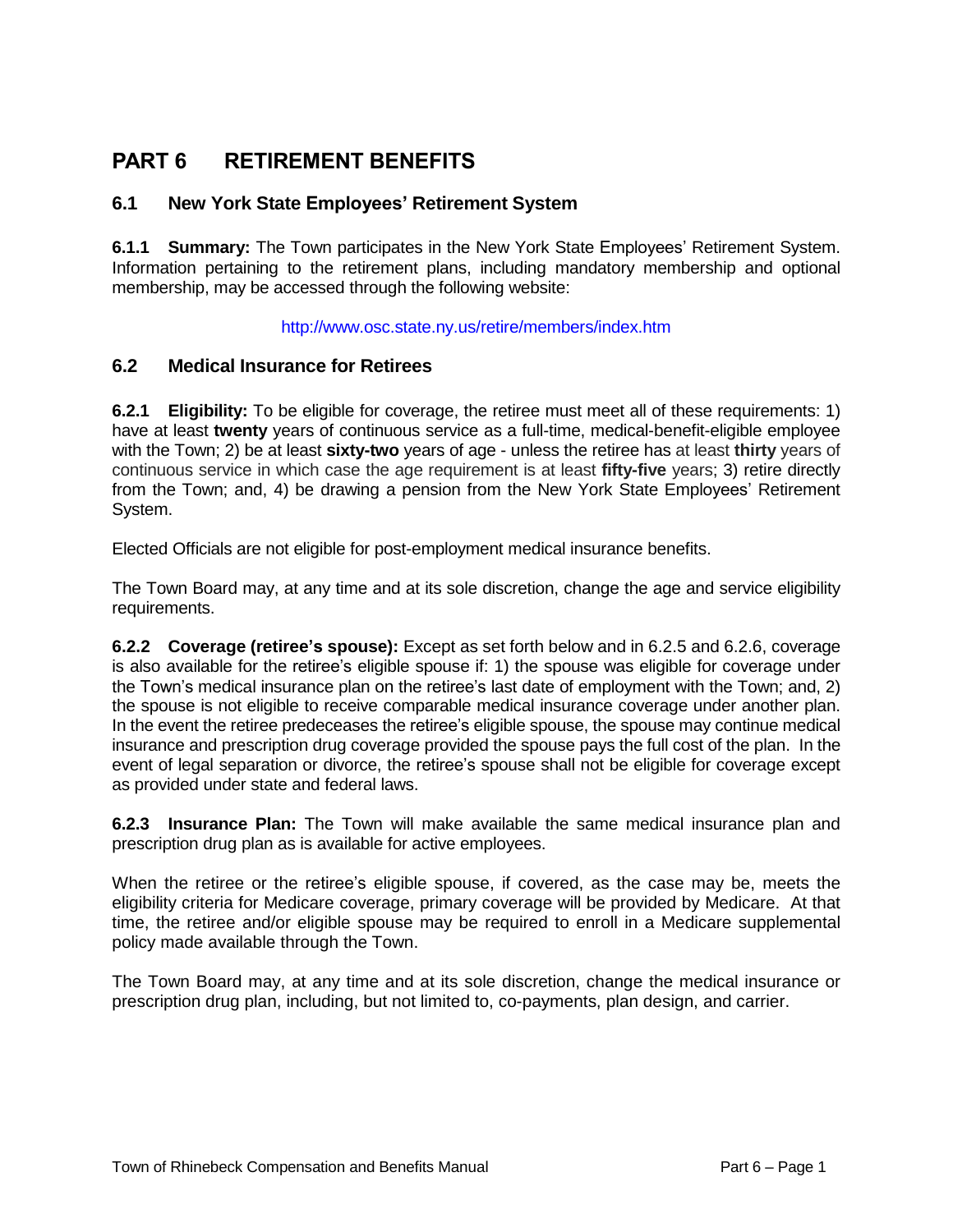# PART 6 RETIREMENT BENEFITS

## 6.1 New York State Employees' Retirement System

**6.1.1 Summary:** The Town participates in the New York State Employees' Retirement System. Information pertaining to the retirement plans, including mandatory membership and optional membership, may be accessed through the following website:

http://www.osc.state.ny.us/retire/members/index.htm

## 6.2 Medical Insurance for Retirees

**6.2.1 Eligibility:** To be eligible for coverage, the retiree must meet all of these requirements: 1) have at least **twenty** years of continuous service as a full-time, medical-benefit-eligible employee with the Town; 2) be at least **sixty-two** years of age - unless the retiree has at least **thirty** years of continuous service in which case the age requirement is at least **fifty-five** years; 3) retire directly from the Town; and, 4) be drawing a pension from the New York State Employees' Retirement System.

Elected Officials are not eligible for post-employment medical insurance benefits.

The Town Board may, at any time and at its sole discretion, change the age and service eligibility requirements.

**6.2.2 Coverage (retiree's spouse):** Except as set forth below and in 6.2.5 and 6.2.6, coverage is also available for the retiree's eligible spouse if: 1) the spouse was eligible for coverage under the Town's medical insurance plan on the retiree's last date of employment with the Town; and, 2) the spouse is not eligible to receive comparable medical insurance coverage under another plan. In the event the retiree predeceases the retiree's eligible spouse, the spouse may continue medical insurance and prescription drug coverage provided the spouse pays the full cost of the plan. In the event of legal separation or divorce, the retiree's spouse shall not be eligible for coverage except as provided under state and federal laws.

**6.2.3 Insurance Plan:** The Town will make available the same medical insurance plan and prescription drug plan as is available for active employees.

When the retiree or the retiree's eligible spouse, if covered, as the case may be, meets the eligibility criteria for Medicare coverage, primary coverage will be provided by Medicare. At that time, the retiree and/or eligible spouse may be required to enroll in a Medicare supplemental policy made available through the Town.

The Town Board may, at any time and at its sole discretion, change the medical insurance or prescription drug plan, including, but not limited to, co-payments, plan design, and carrier.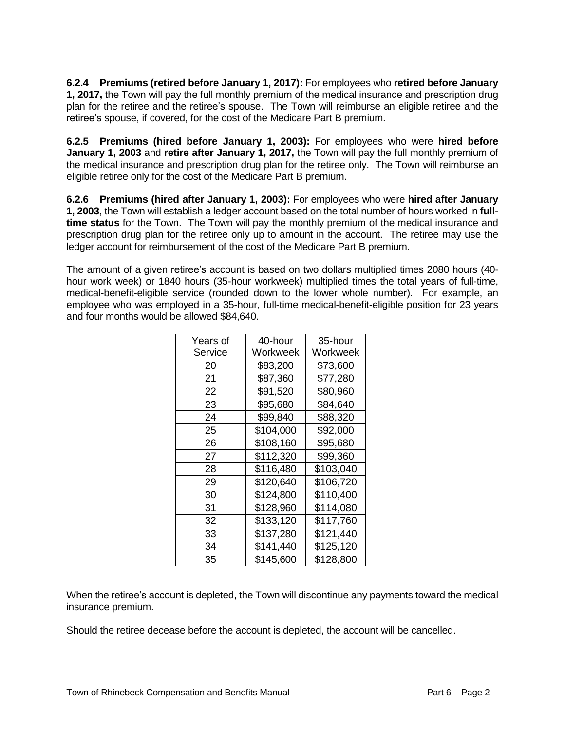**6.2.4 Premiums (retired before January 1, 2017):** For employees who **retired before January 1, 2017,** the Town will pay the full monthly premium of the medical insurance and prescription drug plan for the retiree and the retiree's spouse. The Town will reimburse an eligible retiree and the retiree's spouse, if covered, for the cost of the Medicare Part B premium.

**6.2.5 Premiums (hired before January 1, 2003):** For employees who were **hired before January 1, 2003** and **retire after January 1, 2017,** the Town will pay the full monthly premium of the medical insurance and prescription drug plan for the retiree only. The Town will reimburse an eligible retiree only for the cost of the Medicare Part B premium.

**6.2.6 Premiums (hired after January 1, 2003):** For employees who were **hired after January 1, 2003**, the Town will establish a ledger account based on the total number of hours worked in **full-time status** for the Town. The Town will pay the monthly premium of the medical insurance and prescription drug plan for the retiree only up to amount in the account. The retiree may use the ledger account for reimbursement of the cost of the Medicare Part B premium.

The amount of a given retiree's account is based on two dollars multiplied times 2080 hours (40-hour work week) or 1840 hours (35-hour workweek) multiplied times the total years of full-time, medical-benefit-eligible service (rounded down to the lower whole number). For example, an employee who was employed in a 35-hour, full-time medical-benefit-eligible position for 23 years and four months would be allowed $84,640.

| Years of Service | 40-hour Workweek | 35-hour Workweek |
|---|---|---|
| 20 | $83,200 | $73,600 |
| 21 | $87,360 | $77,280 |
| 22 | $91,520 | $80,960 |
| 23 | $95,680 | $84,640 |
| 24 | $99,840 | $88,320 |
| 25 | $104,000 | $92,000 |
| 26 | $108,160 | $95,680 |
| 27 | $112,320 | $99,360 |
| 28 | $116,480 | $103,040 |
| 29 | $120,640 | $106,720 |
| 30 | $124,800 | $110,400 |
| 31 | $128,960 | $114,080 |
| 32 | $133,120 | $117,760 |
| 33 | $137,280 | $121,440 |
| 34 | $141,440 | $125,120 |
| 35 | $145,600 | $128,800 |

When the retiree's account is depleted, the Town will discontinue any payments toward the medical insurance premium.

Should the retiree decease before the account is depleted, the account will be cancelled.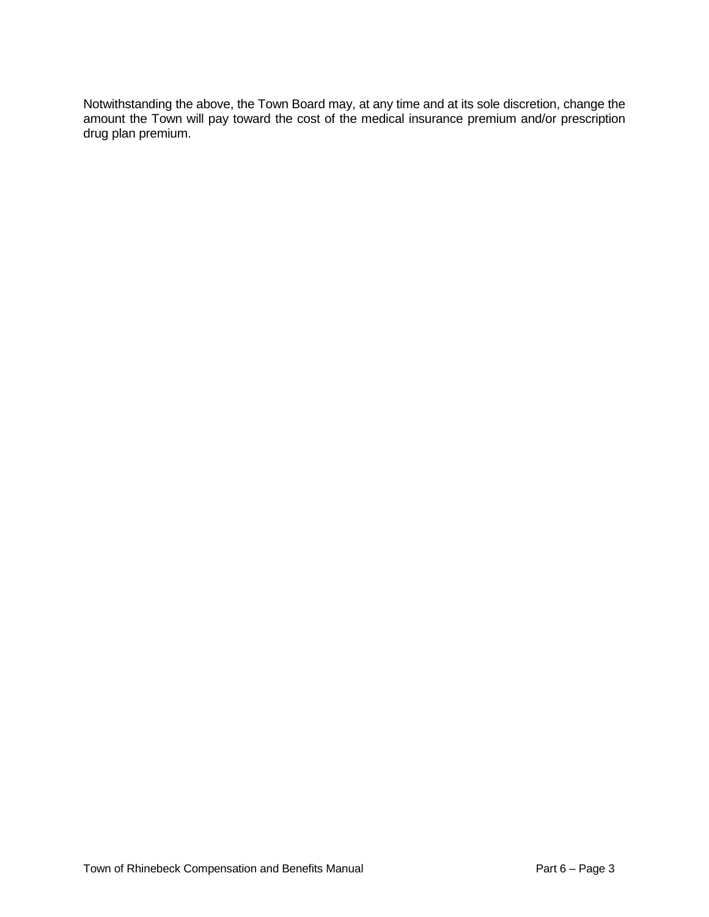Notwithstanding the above, the Town Board may, at any time and at its sole discretion, change the amount the Town will pay toward the cost of the medical insurance premium and/or prescription drug plan premium.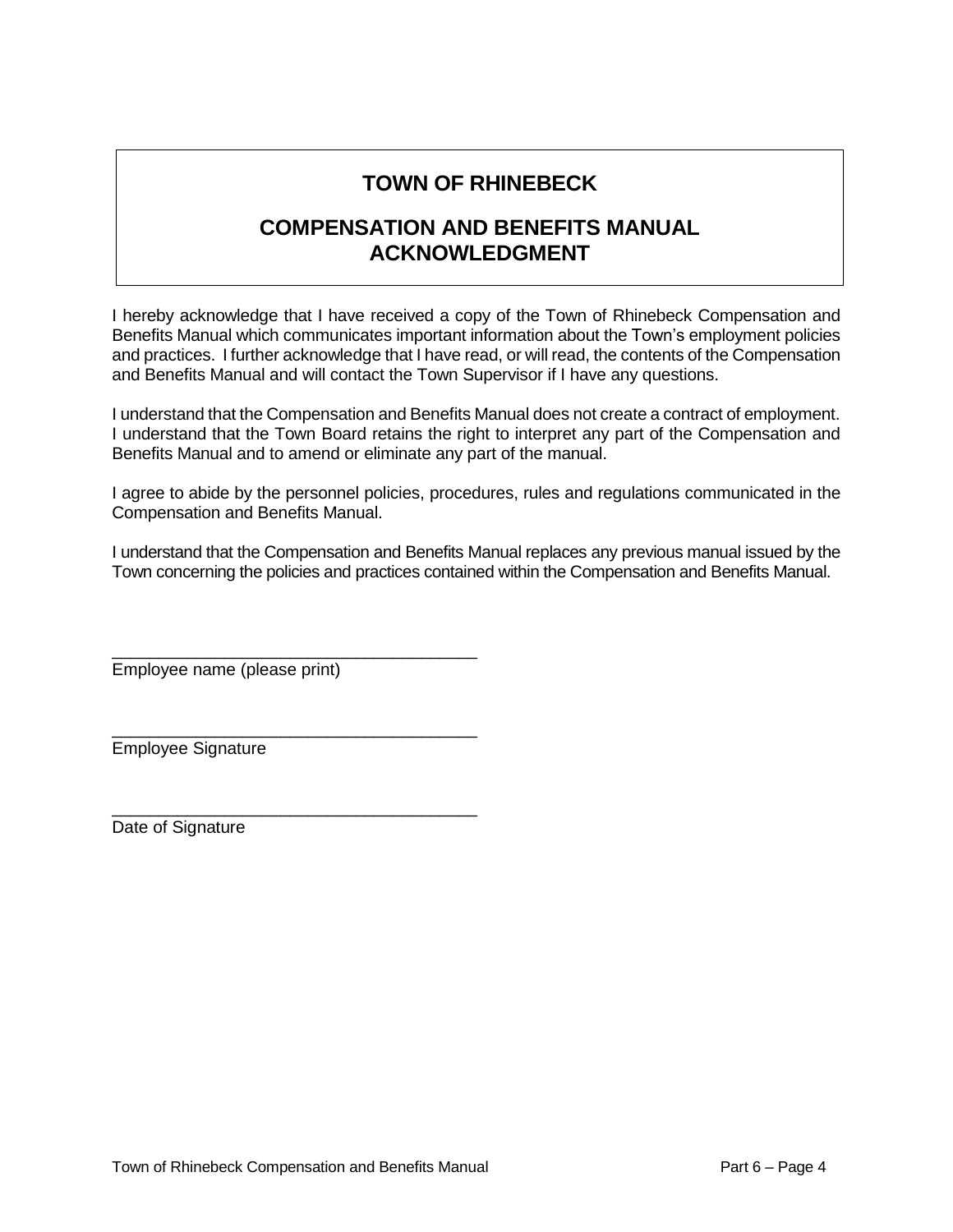# TOWN OF RHINEBECK

## COMPENSATION AND BENEFITS MANUAL ACKNOWLEDGMENT

I hereby acknowledge that I have received a copy of the Town of Rhinebeck Compensation and Benefits Manual which communicates important information about the Town's employment policies and practices. I further acknowledge that I have read, or will read, the contents of the Compensation and Benefits Manual and will contact the Town Supervisor if I have any questions.

I understand that the Compensation and Benefits Manual does not create a contract of employment. I understand that the Town Board retains the right to interpret any part of the Compensation and Benefits Manual and to amend or eliminate any part of the manual.

I agree to abide by the personnel policies, procedures, rules and regulations communicated in the Compensation and Benefits Manual.

I understand that the Compensation and Benefits Manual replaces any previous manual issued by the Town concerning the policies and practices contained within the Compensation and Benefits Manual.

________________________________________
Employee name (please print)

________________________________________
Employee Signature

________________________________________
Date of Signature